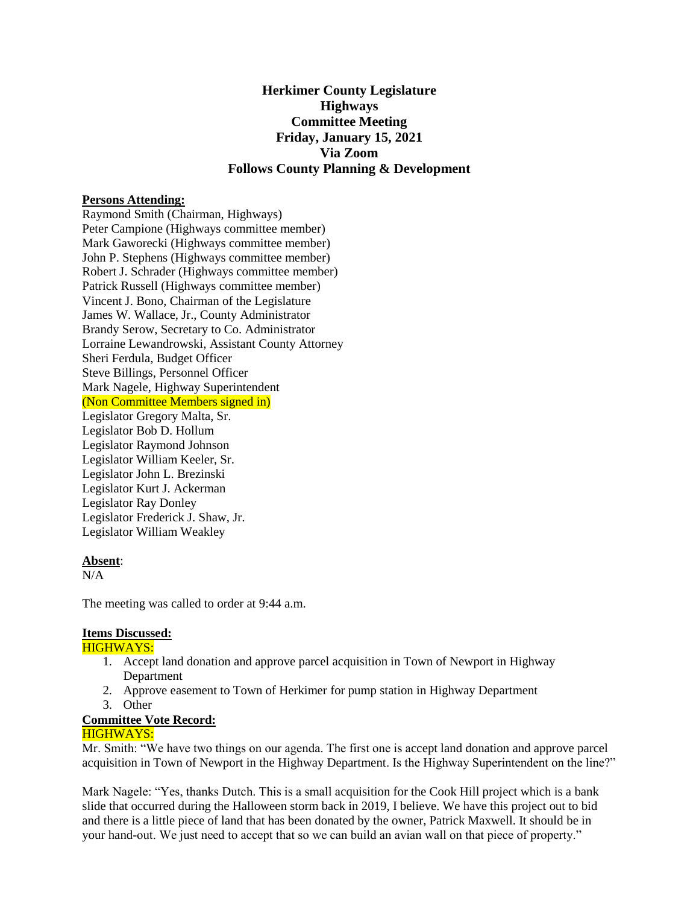# Herkimer County Legislature
# Highways
# Committee Meeting
# Friday, January 15, 2021
# Via Zoom
# Follows County Planning & Development

**Persons Attending:**

Raymond Smith (Chairman, Highways)
Peter Campione (Highways committee member)
Mark Gaworecki (Highways committee member)
John P. Stephens (Highways committee member)
Robert J. Schrader (Highways committee member)
Patrick Russell (Highways committee member)
Vincent J. Bono, Chairman of the Legislature
James W. Wallace, Jr., County Administrator
Brandy Serow, Secretary to Co. Administrator
Lorraine Lewandrowski, Assistant County Attorney
Sheri Ferdula, Budget Officer
Steve Billings, Personnel Officer
Mark Nagele, Highway Superintendent
(Non Committee Members signed in)
Legislator Gregory Malta, Sr.
Legislator Bob D. Hollum
Legislator Raymond Johnson
Legislator William Keeler, Sr.
Legislator John L. Brezinski
Legislator Kurt J. Ackerman
Legislator Ray Donley
Legislator Frederick J. Shaw, Jr.
Legislator William Weakley

**Absent**:
N/A

The meeting was called to order at 9:44 a.m.

**Items Discussed:**

HIGHWAYS:

1. Accept land donation and approve parcel acquisition in Town of Newport in Highway Department
2. Approve easement to Town of Herkimer for pump station in Highway Department
3. Other

**Committee Vote Record:**

HIGHWAYS:

Mr. Smith: "We have two things on our agenda. The first one is accept land donation and approve parcel acquisition in Town of Newport in the Highway Department. Is the Highway Superintendent on the line?"

Mark Nagele: "Yes, thanks Dutch. This is a small acquisition for the Cook Hill project which is a bank slide that occurred during the Halloween storm back in 2019, I believe. We have this project out to bid and there is a little piece of land that has been donated by the owner, Patrick Maxwell. It should be in your hand-out. We just need to accept that so we can build an avian wall on that piece of property."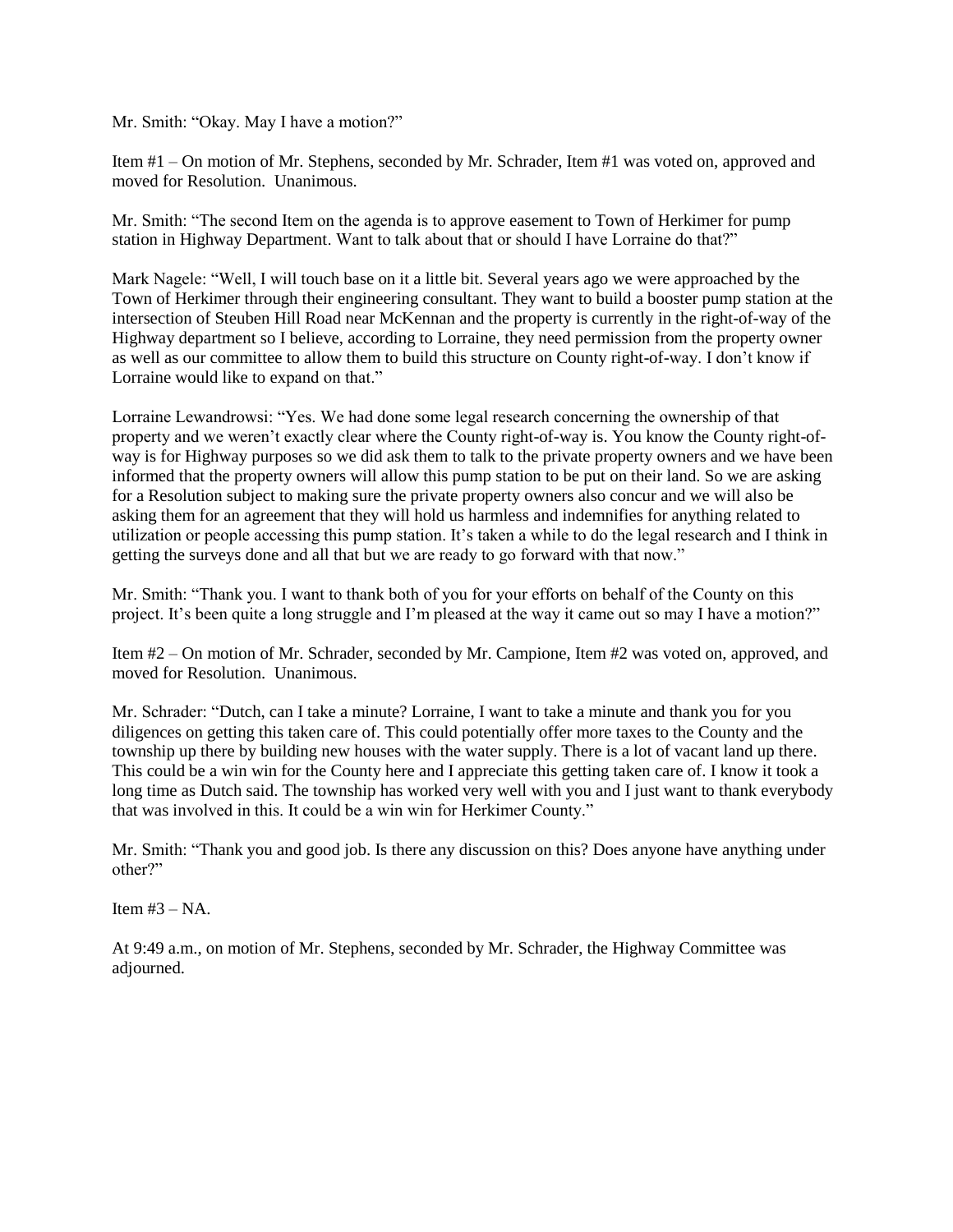Mr. Smith: "Okay. May I have a motion?"

Item #1 – On motion of Mr. Stephens, seconded by Mr. Schrader, Item #1 was voted on, approved and moved for Resolution. Unanimous.

Mr. Smith: "The second Item on the agenda is to approve easement to Town of Herkimer for pump station in Highway Department. Want to talk about that or should I have Lorraine do that?"

Mark Nagele: "Well, I will touch base on it a little bit. Several years ago we were approached by the Town of Herkimer through their engineering consultant. They want to build a booster pump station at the intersection of Steuben Hill Road near McKennan and the property is currently in the right-of-way of the Highway department so I believe, according to Lorraine, they need permission from the property owner as well as our committee to allow them to build this structure on County right-of-way. I don't know if Lorraine would like to expand on that."

Lorraine Lewandrowsi: "Yes. We had done some legal research concerning the ownership of that property and we weren't exactly clear where the County right-of-way is. You know the County right-of-way is for Highway purposes so we did ask them to talk to the private property owners and we have been informed that the property owners will allow this pump station to be put on their land. So we are asking for a Resolution subject to making sure the private property owners also concur and we will also be asking them for an agreement that they will hold us harmless and indemnifies for anything related to utilization or people accessing this pump station. It's taken a while to do the legal research and I think in getting the surveys done and all that but we are ready to go forward with that now."

Mr. Smith: "Thank you. I want to thank both of you for your efforts on behalf of the County on this project. It's been quite a long struggle and I'm pleased at the way it came out so may I have a motion?"

Item #2 – On motion of Mr. Schrader, seconded by Mr. Campione, Item #2 was voted on, approved, and moved for Resolution. Unanimous.

Mr. Schrader: "Dutch, can I take a minute? Lorraine, I want to take a minute and thank you for you diligences on getting this taken care of. This could potentially offer more taxes to the County and the township up there by building new houses with the water supply. There is a lot of vacant land up there. This could be a win win for the County here and I appreciate this getting taken care of. I know it took a long time as Dutch said. The township has worked very well with you and I just want to thank everybody that was involved in this. It could be a win win for Herkimer County."

Mr. Smith: "Thank you and good job. Is there any discussion on this? Does anyone have anything under other?"

Item #3 – NA.

At 9:49 a.m., on motion of Mr. Stephens, seconded by Mr. Schrader, the Highway Committee was adjourned.